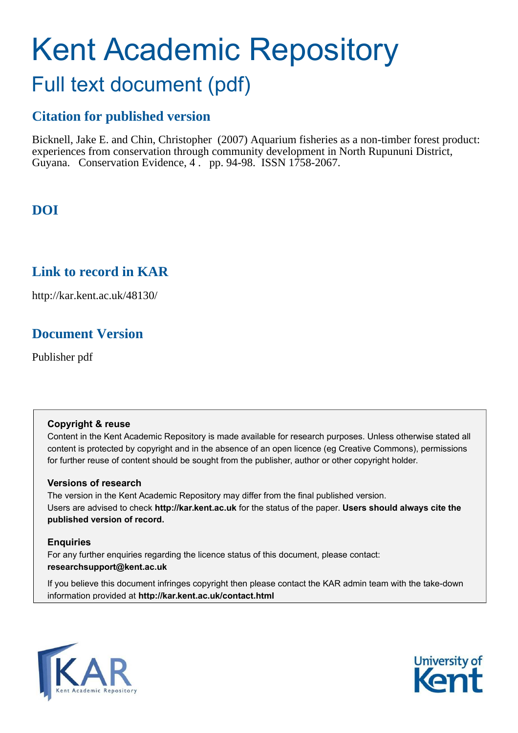# Kent Academic Repository

## Full text document (pdf)

### Citation for published version

Bicknell, Jake E. and Chin, Christopher (2007) Aquarium fisheries as a non-timber forest product: experiences from conservation through community development in North Rupununi District, Guyana. Conservation Evidence, 4 . pp. 94-98. ISSN 1758-2067.

### DOI

### Link to record in KAR

http://kar.kent.ac.uk/48130/

### Document Version

Publisher pdf

**Copyright & reuse**

Content in the Kent Academic Repository is made available for research purposes. Unless otherwise stated all content is protected by copyright and in the absence of an open licence (eg Creative Commons), permissions for further reuse of content should be sought from the publisher, author or other copyright holder.

**Versions of research**

The version in the Kent Academic Repository may differ from the final published version. Users are advised to check **http://kar.kent.ac.uk** for the status of the paper. **Users should always cite the published version of record.**

**Enquiries**

For any further enquiries regarding the licence status of this document, please contact: **researchsupport@kent.ac.uk**

If you believe this document infringes copyright then please contact the KAR admin team with the take-down information provided at **http://kar.kent.ac.uk/contact.html**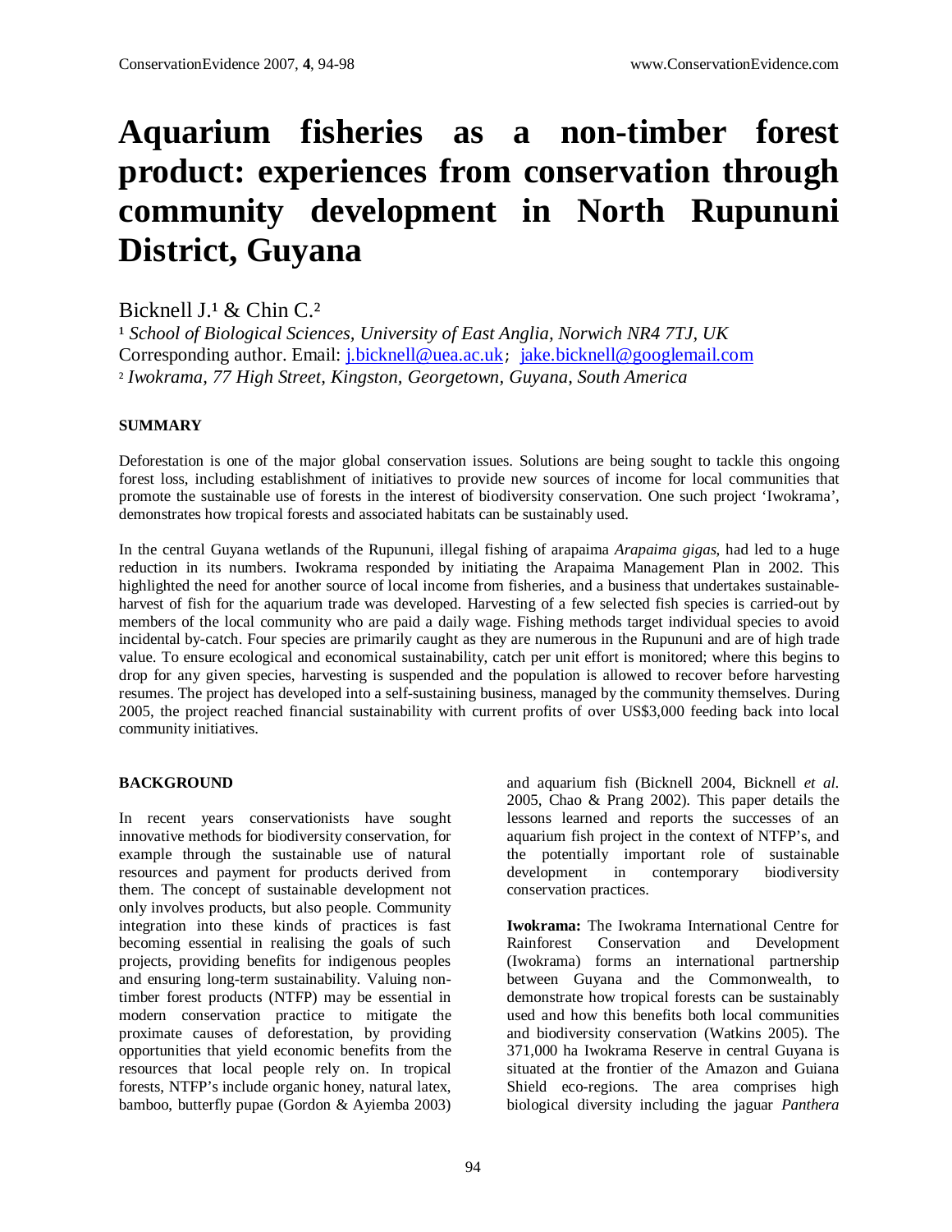# Aquarium fisheries as a non-timber forest product: experiences from conservation through community development in North Rupununi District, Guyana

Bicknell J.[1] & Chin C.[2]

[1] *School of Biological Sciences, University of East Anglia, Norwich NR4 7TJ, UK*
Corresponding author. Email: j.bicknell@uea.ac.uk; jake.bicknell@googlemail.com
[2] *Iwokrama, 77 High Street, Kingston, Georgetown, Guyana, South America*

## SUMMARY

Deforestation is one of the major global conservation issues. Solutions are being sought to tackle this ongoing forest loss, including establishment of initiatives to provide new sources of income for local communities that promote the sustainable use of forests in the interest of biodiversity conservation. One such project 'Iwokrama', demonstrates how tropical forests and associated habitats can be sustainably used.

In the central Guyana wetlands of the Rupununi, illegal fishing of arapaima *Arapaima gigas*, had led to a huge reduction in its numbers. Iwokrama responded by initiating the Arapaima Management Plan in 2002. This highlighted the need for another source of local income from fisheries, and a business that undertakes sustainable-harvest of fish for the aquarium trade was developed. Harvesting of a few selected fish species is carried-out by members of the local community who are paid a daily wage. Fishing methods target individual species to avoid incidental by-catch. Four species are primarily caught as they are numerous in the Rupununi and are of high trade value. To ensure ecological and economical sustainability, catch per unit effort is monitored; where this begins to drop for any given species, harvesting is suspended and the population is allowed to recover before harvesting resumes. The project has developed into a self-sustaining business, managed by the community themselves. During 2005, the project reached financial sustainability with current profits of over US$3,000 feeding back into local community initiatives.

## BACKGROUND

In recent years conservationists have sought innovative methods for biodiversity conservation, for example through the sustainable use of natural resources and payment for products derived from them. The concept of sustainable development not only involves products, but also people. Community integration into these kinds of practices is fast becoming essential in realising the goals of such projects, providing benefits for indigenous peoples and ensuring long-term sustainability. Valuing non-timber forest products (NTFP) may be essential in modern conservation practice to mitigate the proximate causes of deforestation, by providing opportunities that yield economic benefits from the resources that local people rely on. In tropical forests, NTFP's include organic honey, natural latex, bamboo, butterfly pupae (Gordon & Ayiemba 2003) and aquarium fish (Bicknell 2004, Bicknell *et al.* 2005, Chao & Prang 2002). This paper details the lessons learned and reports the successes of an aquarium fish project in the context of NTFP's, and the potentially important role of sustainable development in contemporary biodiversity conservation practices.

**Iwokrama:** The Iwokrama International Centre for Rainforest Conservation and Development (Iwokrama) forms an international partnership between Guyana and the Commonwealth, to demonstrate how tropical forests can be sustainably used and how this benefits both local communities and biodiversity conservation (Watkins 2005). The 371,000 ha Iwokrama Reserve in central Guyana is situated at the frontier of the Amazon and Guiana Shield eco-regions. The area comprises high biological diversity including the jaguar *Panthera*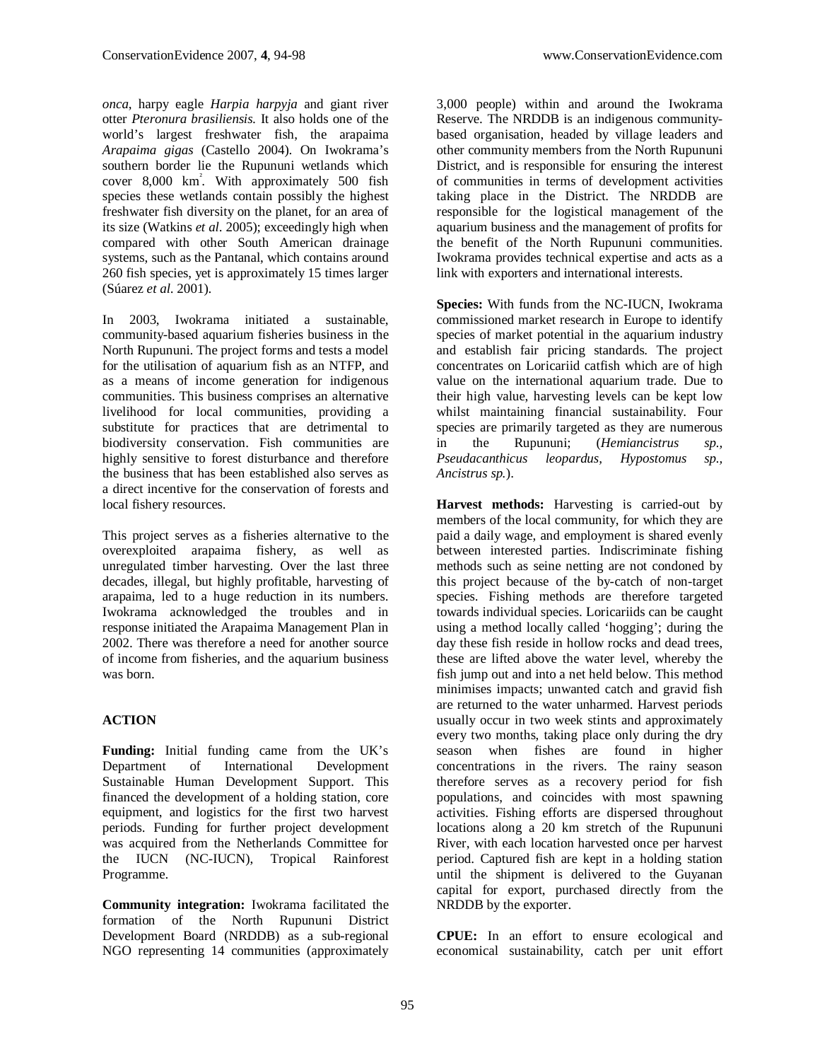*onca*, harpy eagle *Harpia harpyja* and giant river otter *Pteronura brasiliensis*. It also holds one of the world's largest freshwater fish, the arapaima *Arapaima gigas* (Castello 2004). On Iwokrama's southern border lie the Rupununi wetlands which cover 8,000 km$^2$. With approximately 500 fish species these wetlands contain possibly the highest freshwater fish diversity on the planet, for an area of its size (Watkins *et al.* 2005); exceedingly high when compared with other South American drainage systems, such as the Pantanal, which contains around 260 fish species, yet is approximately 15 times larger (Súarez *et al.* 2001).

In 2003, Iwokrama initiated a sustainable, community-based aquarium fisheries business in the North Rupununi. The project forms and tests a model for the utilisation of aquarium fish as an NTFP, and as a means of income generation for indigenous communities. This business comprises an alternative livelihood for local communities, providing a substitute for practices that are detrimental to biodiversity conservation. Fish communities are highly sensitive to forest disturbance and therefore the business that has been established also serves as a direct incentive for the conservation of forests and local fishery resources.

This project serves as a fisheries alternative to the overexploited arapaima fishery, as well as unregulated timber harvesting. Over the last three decades, illegal, but highly profitable, harvesting of arapaima, led to a huge reduction in its numbers. Iwokrama acknowledged the troubles and in response initiated the Arapaima Management Plan in 2002. There was therefore a need for another source of income from fisheries, and the aquarium business was born.

## ACTION

**Funding:** Initial funding came from the UK's Department of International Development Sustainable Human Development Support. This financed the development of a holding station, core equipment, and logistics for the first two harvest periods. Funding for further project development was acquired from the Netherlands Committee for the IUCN (NC-IUCN), Tropical Rainforest Programme.

**Community integration:** Iwokrama facilitated the formation of the North Rupununi District Development Board (NRDDB) as a sub-regional NGO representing 14 communities (approximately 3,000 people) within and around the Iwokrama Reserve. The NRDDB is an indigenous community-based organisation, headed by village leaders and other community members from the North Rupununi District, and is responsible for ensuring the interest of communities in terms of development activities taking place in the District. The NRDDB are responsible for the logistical management of the aquarium business and the management of profits for the benefit of the North Rupununi communities. Iwokrama provides technical expertise and acts as a link with exporters and international interests.

**Species:** With funds from the NC-IUCN, Iwokrama commissioned market research in Europe to identify species of market potential in the aquarium industry and establish fair pricing standards. The project concentrates on Loricariid catfish which are of high value on the international aquarium trade. Due to their high value, harvesting levels can be kept low whilst maintaining financial sustainability. Four species are primarily targeted as they are numerous in the Rupununi; (*Hemiancistrus sp., Pseudacanthicus leopardus, Hypostomus sp., Ancistrus sp.*).

**Harvest methods:** Harvesting is carried-out by members of the local community, for which they are paid a daily wage, and employment is shared evenly between interested parties. Indiscriminate fishing methods such as seine netting are not condoned by this project because of the by-catch of non-target species. Fishing methods are therefore targeted towards individual species. Loricariids can be caught using a method locally called 'hogging'; during the day these fish reside in hollow rocks and dead trees, these are lifted above the water level, whereby the fish jump out and into a net held below. This method minimises impacts; unwanted catch and gravid fish are returned to the water unharmed. Harvest periods usually occur in two week stints and approximately every two months, taking place only during the dry season when fishes are found in higher concentrations in the rivers. The rainy season therefore serves as a recovery period for fish populations, and coincides with most spawning activities. Fishing efforts are dispersed throughout locations along a 20 km stretch of the Rupununi River, with each location harvested once per harvest period. Captured fish are kept in a holding station until the shipment is delivered to the Guyanan capital for export, purchased directly from the NRDDB by the exporter.

**CPUE:** In an effort to ensure ecological and economical sustainability, catch per unit effort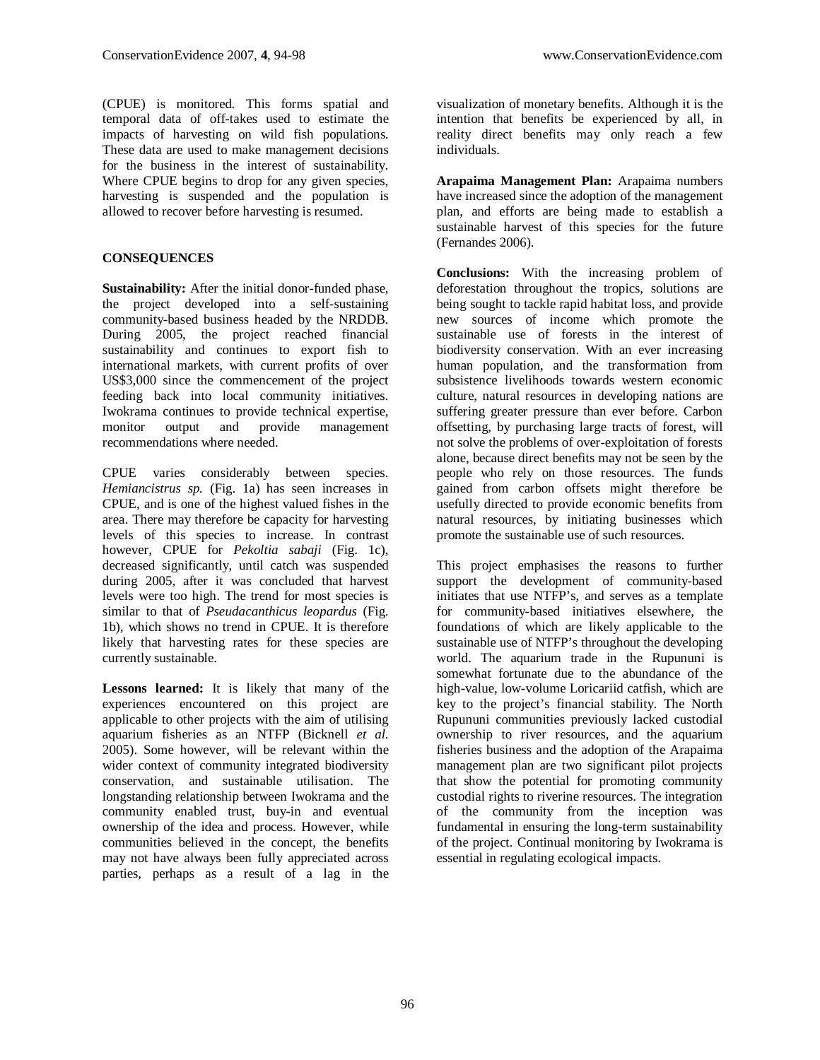(CPUE) is monitored. This forms spatial and temporal data of off-takes used to estimate the impacts of harvesting on wild fish populations. These data are used to make management decisions for the business in the interest of sustainability. Where CPUE begins to drop for any given species, harvesting is suspended and the population is allowed to recover before harvesting is resumed.

## CONSEQUENCES

**Sustainability:** After the initial donor-funded phase, the project developed into a self-sustaining community-based business headed by the NRDDB. During 2005, the project reached financial sustainability and continues to export fish to international markets, with current profits of over US$3,000 since the commencement of the project feeding back into local community initiatives. Iwokrama continues to provide technical expertise, monitor output and provide management recommendations where needed.

CPUE varies considerably between species. *Hemiancistrus sp.* (Fig. 1a) has seen increases in CPUE, and is one of the highest valued fishes in the area. There may therefore be capacity for harvesting levels of this species to increase. In contrast however, CPUE for *Pekoltia sabaji* (Fig. 1c), decreased significantly, until catch was suspended during 2005, after it was concluded that harvest levels were too high. The trend for most species is similar to that of *Pseudacanthicus leopardus* (Fig. 1b), which shows no trend in CPUE. It is therefore likely that harvesting rates for these species are currently sustainable.

**Lessons learned:** It is likely that many of the experiences encountered on this project are applicable to other projects with the aim of utilising aquarium fisheries as an NTFP (Bicknell *et al.* 2005). Some however, will be relevant within the wider context of community integrated biodiversity conservation, and sustainable utilisation. The longstanding relationship between Iwokrama and the community enabled trust, buy-in and eventual ownership of the idea and process. However, while communities believed in the concept, the benefits may not have always been fully appreciated across parties, perhaps as a result of a lag in the visualization of monetary benefits. Although it is the intention that benefits be experienced by all, in reality direct benefits may only reach a few individuals.

**Arapaima Management Plan:** Arapaima numbers have increased since the adoption of the management plan, and efforts are being made to establish a sustainable harvest of this species for the future (Fernandes 2006).

**Conclusions:** With the increasing problem of deforestation throughout the tropics, solutions are being sought to tackle rapid habitat loss, and provide new sources of income which promote the sustainable use of forests in the interest of biodiversity conservation. With an ever increasing human population, and the transformation from subsistence livelihoods towards western economic culture, natural resources in developing nations are suffering greater pressure than ever before. Carbon offsetting, by purchasing large tracts of forest, will not solve the problems of over-exploitation of forests alone, because direct benefits may not be seen by the people who rely on those resources. The funds gained from carbon offsets might therefore be usefully directed to provide economic benefits from natural resources, by initiating businesses which promote the sustainable use of such resources.

This project emphasises the reasons to further support the development of community-based initiates that use NTFP's, and serves as a template for community-based initiatives elsewhere, the foundations of which are likely applicable to the sustainable use of NTFP's throughout the developing world. The aquarium trade in the Rupununi is somewhat fortunate due to the abundance of the high-value, low-volume Loricariid catfish, which are key to the project's financial stability. The North Rupununi communities previously lacked custodial ownership to river resources, and the aquarium fisheries business and the adoption of the Arapaima management plan are two significant pilot projects that show the potential for promoting community custodial rights to riverine resources. The integration of the community from the inception was fundamental in ensuring the long-term sustainability of the project. Continual monitoring by Iwokrama is essential in regulating ecological impacts.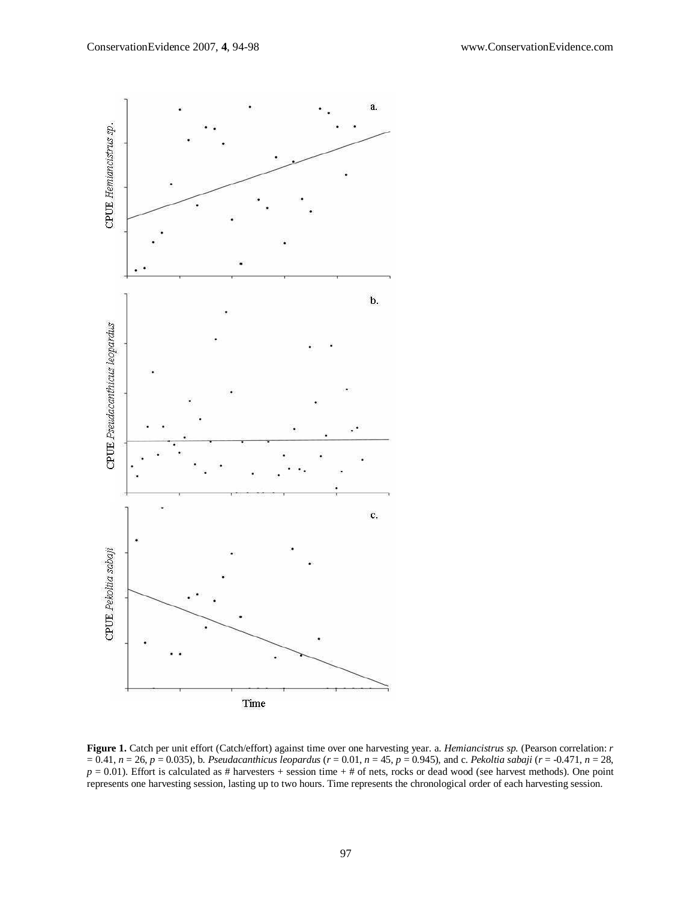**Figure 1.** Catch per unit effort (Catch/effort) against time over one harvesting year. a. *Hemiancistrus sp.* (Pearson correlation: $r = 0.41$, $n = 26$, $p = 0.035$), b. *Pseudacanthicus leopardus* ($r = 0.01$, $n = 45$, $p = 0.945$), and c. *Pekoltia sabaji* ($r = -0.471$, $n = 28$, $p = 0.01$). Effort is calculated as # harvesters + session time + # of nets, rocks or dead wood (see harvest methods). One point represents one harvesting session, lasting up to two hours. Time represents the chronological order of each harvesting session.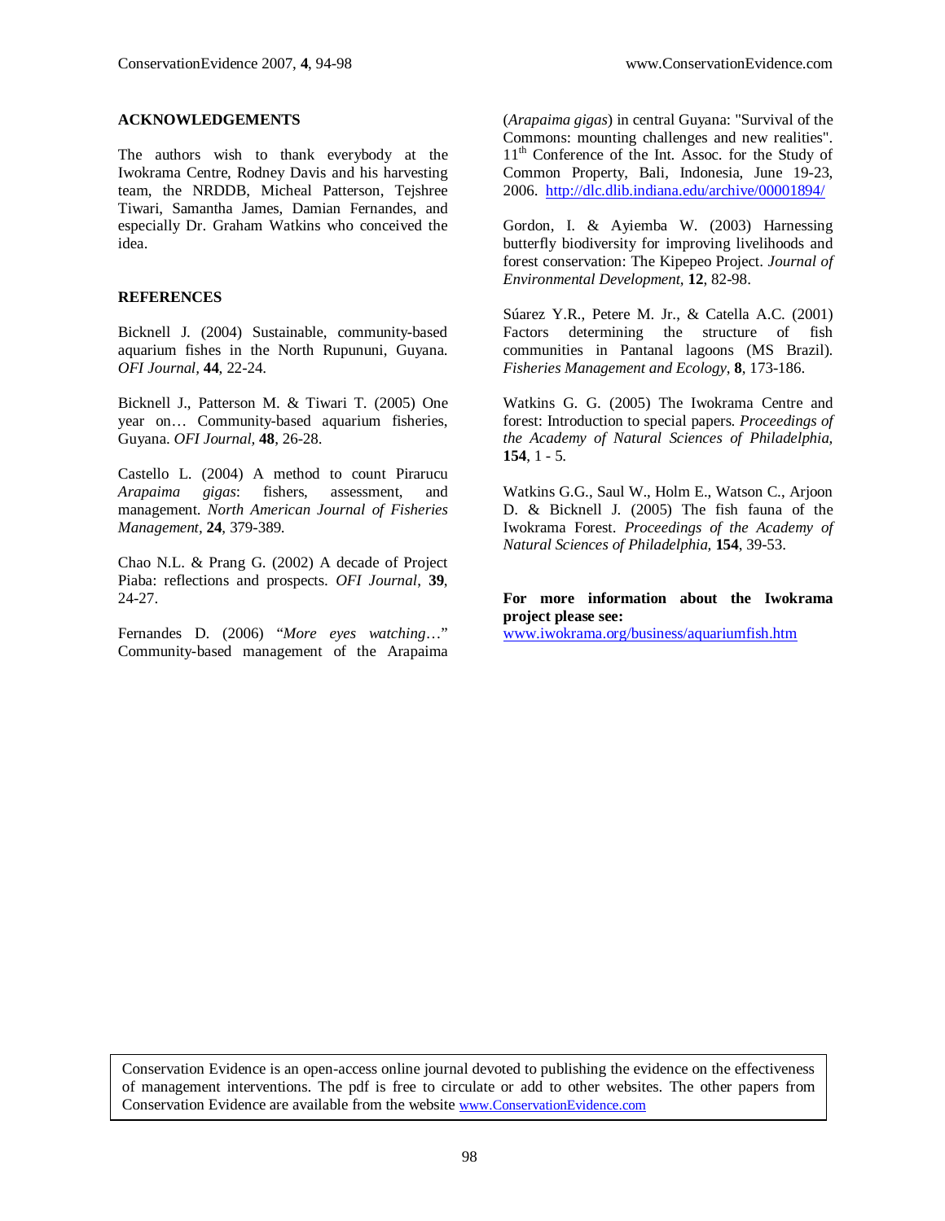**ACKNOWLEDGEMENTS**

The authors wish to thank everybody at the Iwokrama Centre, Rodney Davis and his harvesting team, the NRDDB, Micheal Patterson, Tejshree Tiwari, Samantha James, Damian Fernandes, and especially Dr. Graham Watkins who conceived the idea.

**REFERENCES**

Bicknell J. (2004) Sustainable, community-based aquarium fishes in the North Rupununi, Guyana. *OFI Journal*, **44**, 22-24.

Bicknell J., Patterson M. & Tiwari T. (2005) One year on… Community-based aquarium fisheries, Guyana. *OFI Journal*, **48**, 26-28.

Castello L. (2004) A method to count Pirarucu *Arapaima gigas*: fishers, assessment, and management. *North American Journal of Fisheries Management*, **24**, 379-389.

Chao N.L. & Prang G. (2002) A decade of Project Piaba: reflections and prospects. *OFI Journal*, **39**, 24-27.

Fernandes D. (2006) "*More eyes watching*…" Community-based management of the Arapaima (*Arapaima gigas*) in central Guyana: "Survival of the Commons: mounting challenges and new realities". 11th Conference of the Int. Assoc. for the Study of Common Property, Bali, Indonesia, June 19-23, 2006. http://dlc.dlib.indiana.edu/archive/00001894/

Gordon, I. & Ayiemba W. (2003) Harnessing butterfly biodiversity for improving livelihoods and forest conservation: The Kipepeo Project. *Journal of Environmental Development*, **12**, 82-98.

Súarez Y.R., Petere M. Jr., & Catella A.C. (2001) Factors determining the structure of fish communities in Pantanal lagoons (MS Brazil). *Fisheries Management and Ecology*, **8**, 173-186.

Watkins G. G. (2005) The Iwokrama Centre and forest: Introduction to special papers. *Proceedings of the Academy of Natural Sciences of Philadelphia*, **154**, 1 - 5.

Watkins G.G., Saul W., Holm E., Watson C., Arjoon D. & Bicknell J. (2005) The fish fauna of the Iwokrama Forest. *Proceedings of the Academy of Natural Sciences of Philadelphia*, **154**, 39-53.

**For more information about the Iwokrama project please see:**
www.iwokrama.org/business/aquariumfish.htm

Conservation Evidence is an open-access online journal devoted to publishing the evidence on the effectiveness of management interventions. The pdf is free to circulate or add to other websites. The other papers from Conservation Evidence are available from the website www.ConservationEvidence.com